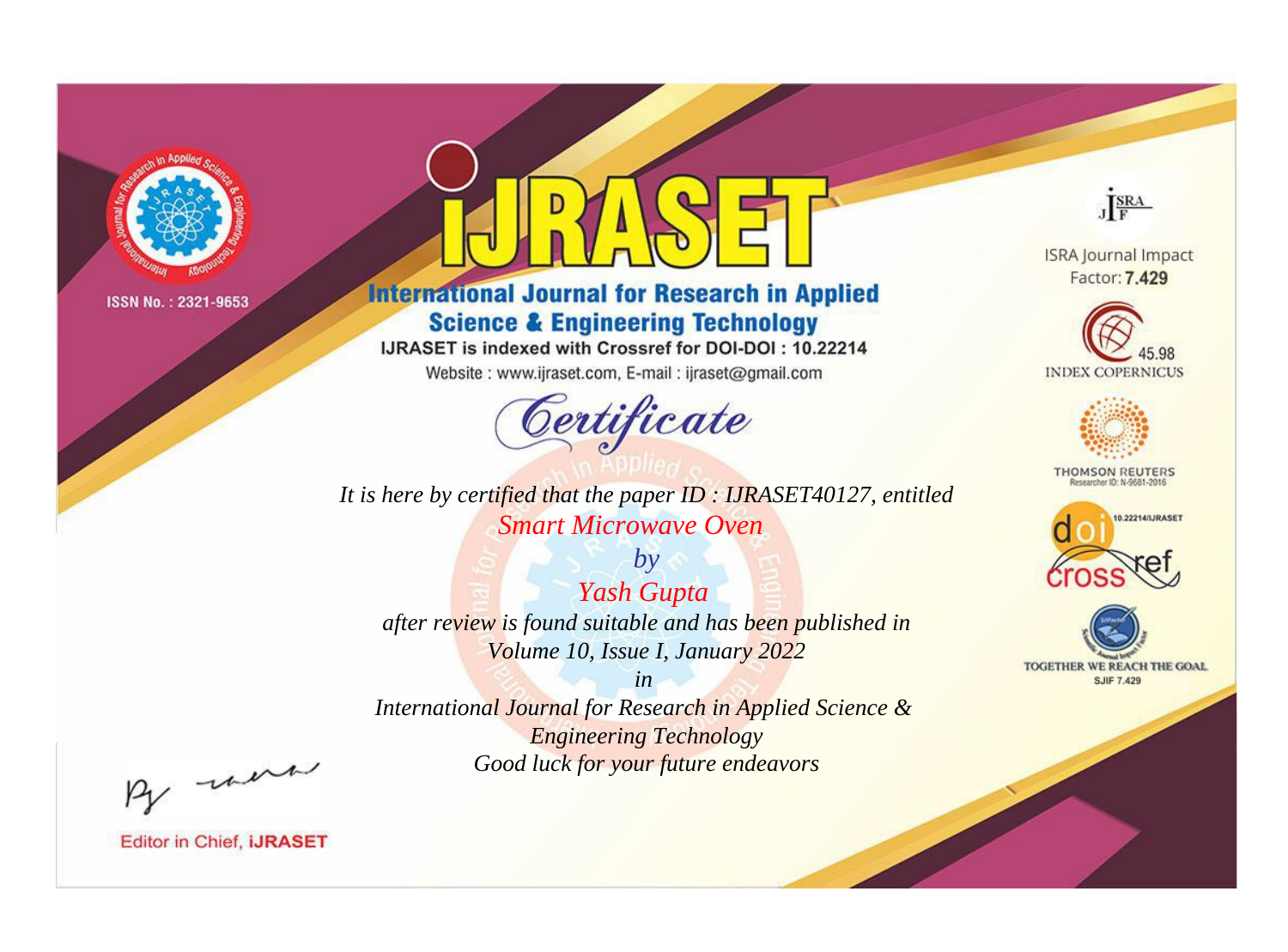ISSN No. : 2321-9653

# IJRASET

## International Journal for Research in Applied Science & Engineering Technology

IJRASET is indexed with Crossref for DOI-DOI : 10.22214

Website : www.ijraset.com, E-mail : ijraset@gmail.com

ISRA Journal Impact Factor: **7.429**

45.98 INDEX COPERNICUS

THOMSON REUTERS Researcher ID: N-9681-2016

10.22214/IJRASET

TOGETHER WE REACH THE GOAL SJIF 7.429

# *Certificate*

*It is here by certified that the paper ID : IJRASET40127, entitled*

*Smart Microwave Oven*

*by*

*Yash Gupta*

*after review is found suitable and has been published in*

*Volume 10, Issue I, January 2022*

*in*

*International Journal for Research in Applied Science & Engineering Technology*

*Good luck for your future endeavors*

Editor in Chief, **iJRASET**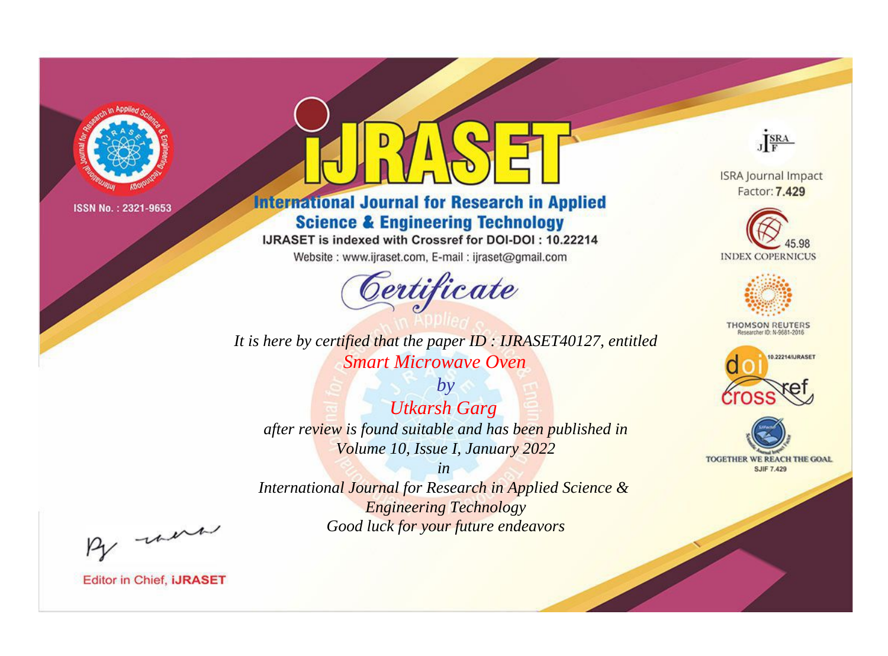ISSN No. : 2321-9653

# iJRASET

## International Journal for Research in Applied Science & Engineering Technology

IJRASET is indexed with Crossref for DOI-DOI : 10.22214

Website : www.ijraset.com, E-mail : ijraset@gmail.com

ISRA Journal Impact Factor: **7.429**

45.98 INDEX COPERNICUS

THOMSON REUTERS Researcher ID: N-9681-2016

10.22214/IJRASET

TOGETHER WE REACH THE GOAL SJIF 7.429

# *Certificate*

*It is here by certified that the paper ID : IJRASET40127, entitled*

*Smart Microwave Oven*

*by*

*Utkarsh Garg*

*after review is found suitable and has been published in*

*Volume 10, Issue I, January 2022*

*in*

*International Journal for Research in Applied Science & Engineering Technology*

*Good luck for your future endeavors*

Editor in Chief, **iJRASET**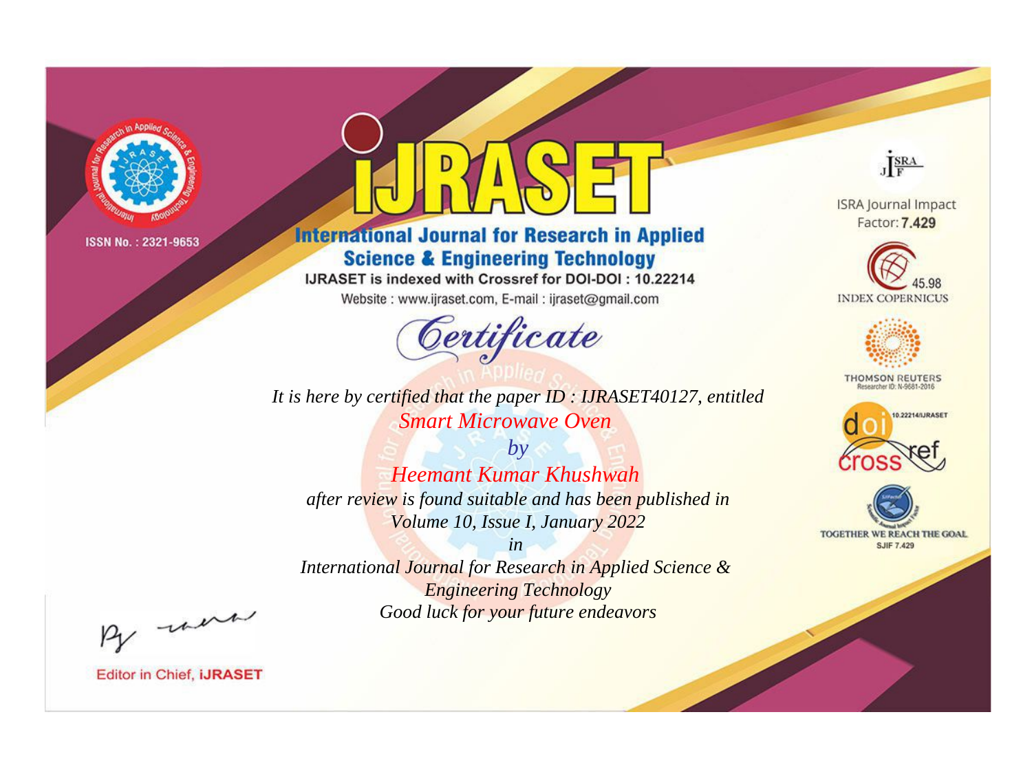ISSN No. : 2321-9653

# IJRASET

## International Journal for Research in Applied Science & Engineering Technology

IJRASET is indexed with Crossref for DOI-DOI : 10.22214

Website : www.ijraset.com, E-mail : ijraset@gmail.com

## Certificate

*It is here by certified that the paper ID : IJRASET40127, entitled*

*Smart Microwave Oven*

*by*

*Heemant Kumar Khushwah*

*after review is found suitable and has been published in*

*Volume 10, Issue I, January 2022*

*in*

*International Journal for Research in Applied Science & Engineering Technology*

*Good luck for your future endeavors*

ISRA Journal Impact Factor: **7.429**

45.98 INDEX COPERNICUS

THOMSON REUTERS Researcher ID: N-9681-2016

10.22214/IJRASET

TOGETHER WE REACH THE GOAL SJIF 7.429

Editor in Chief, **iJRASET**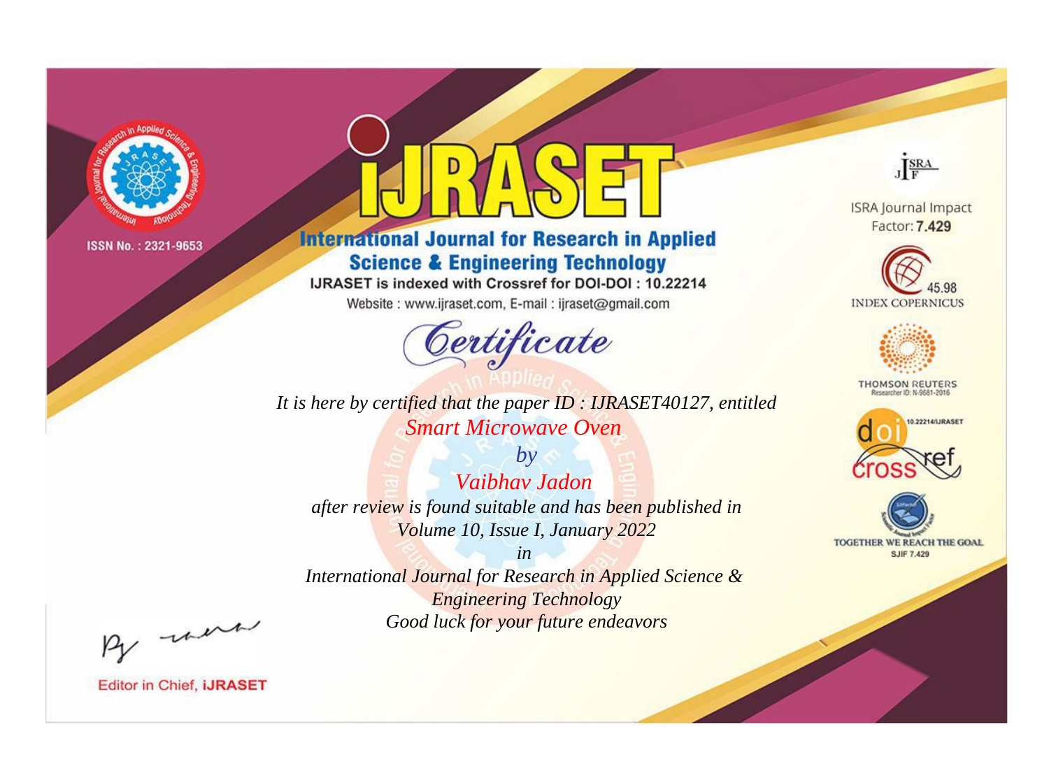ISSN No. : 2321-9653

# IJRASET

## International Journal for Research in Applied Science & Engineering Technology

IJRASET is indexed with Crossref for DOI-DOI : 10.22214

Website : www.ijraset.com, E-mail : ijraset@gmail.com

ISRA Journal Impact Factor: **7.429**

45.98 INDEX COPERNICUS

THOMSON REUTERS Researcher ID: N-9681-2016

10.22214/IJRASET

TOGETHER WE REACH THE GOAL SJIF 7.429

# *Certificate*

*It is here by certified that the paper ID : IJRASET40127, entitled*

*Smart Microwave Oven*

*by*

*Vaibhav Jadon*

*after review is found suitable and has been published in*

*Volume 10, Issue I, January 2022*

*in*

*International Journal for Research in Applied Science & Engineering Technology*

*Good luck for your future endeavors*

Editor in Chief, **iJRASET**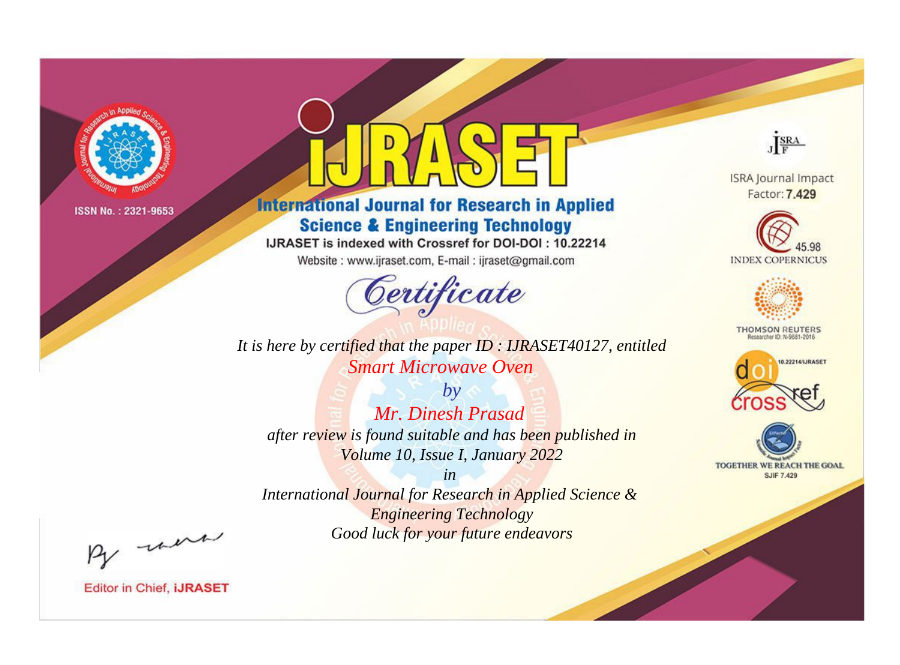ISSN No. : 2321-9653

# IJRASET

## International Journal for Research in Applied Science & Engineering Technology

IJRASET is indexed with Crossref for DOI-DOI : 10.22214

Website : www.ijraset.com, E-mail : ijraset@gmail.com

ISRA Journal Impact Factor: **7.429**

45.98 INDEX COPERNICUS

THOMSON REUTERS Researcher ID: N-9681-2016

10.22214/IJRASET

TOGETHER WE REACH THE GOAL SJIF 7.429

*Certificate*

*It is here by certified that the paper ID : IJRASET40127, entitled*

*Smart Microwave Oven*

*by*

*Mr. Dinesh Prasad*

*after review is found suitable and has been published in*

*Volume 10, Issue I, January 2022*

*in*

*International Journal for Research in Applied Science & Engineering Technology*

*Good luck for your future endeavors*

Editor in Chief, **iJRASET**